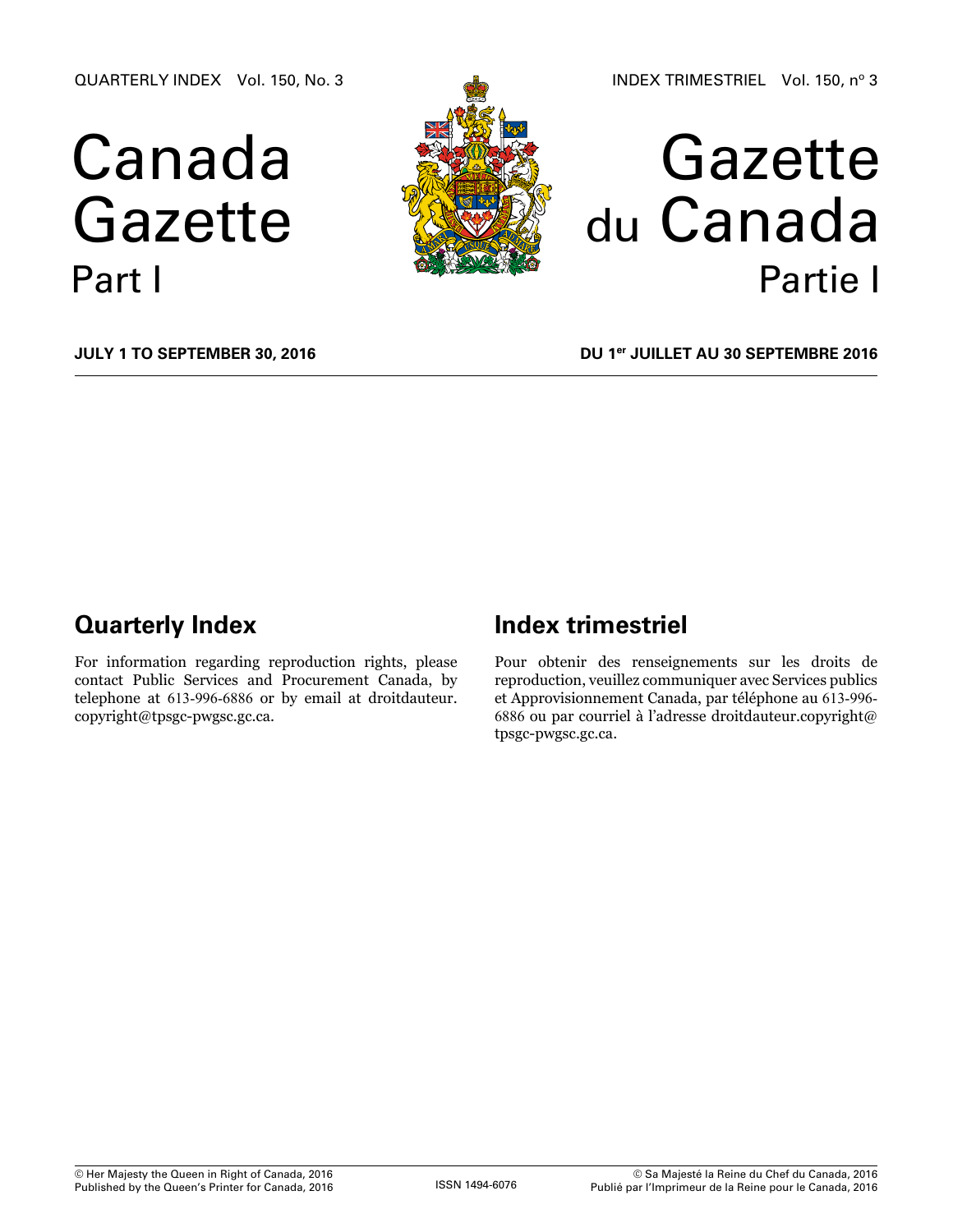QUARTERLY INDEX Vol. 150, No. 3

INDEX TRIMESTRIEL Vol. 150, nº 3

# Canada Gazette Part I

# Gazette du Canada Partie I

**JULY 1 TO SEPTEMBER 30, 2016**

**DU 1er JUILLET AU 30 SEPTEMBRE 2016**

## Quarterly Index

For information regarding reproduction rights, please contact Public Services and Procurement Canada, by telephone at 613-996-6886 or by email at droitdauteur.copyright@tpsgc-pwgsc.gc.ca.

## Index trimestriel

Pour obtenir des renseignements sur les droits de reproduction, veuillez communiquer avec Services publics et Approvisionnement Canada, par téléphone au 613-996-6886 ou par courriel à l'adresse droitdauteur.copyright@tpsgc-pwgsc.gc.ca.

© Her Majesty the Queen in Right of Canada, 2016
Published by the Queen's Printer for Canada, 2016

ISSN 1494-6076

© Sa Majesté la Reine du Chef du Canada, 2016
Publié par l'Imprimeur de la Reine pour le Canada, 2016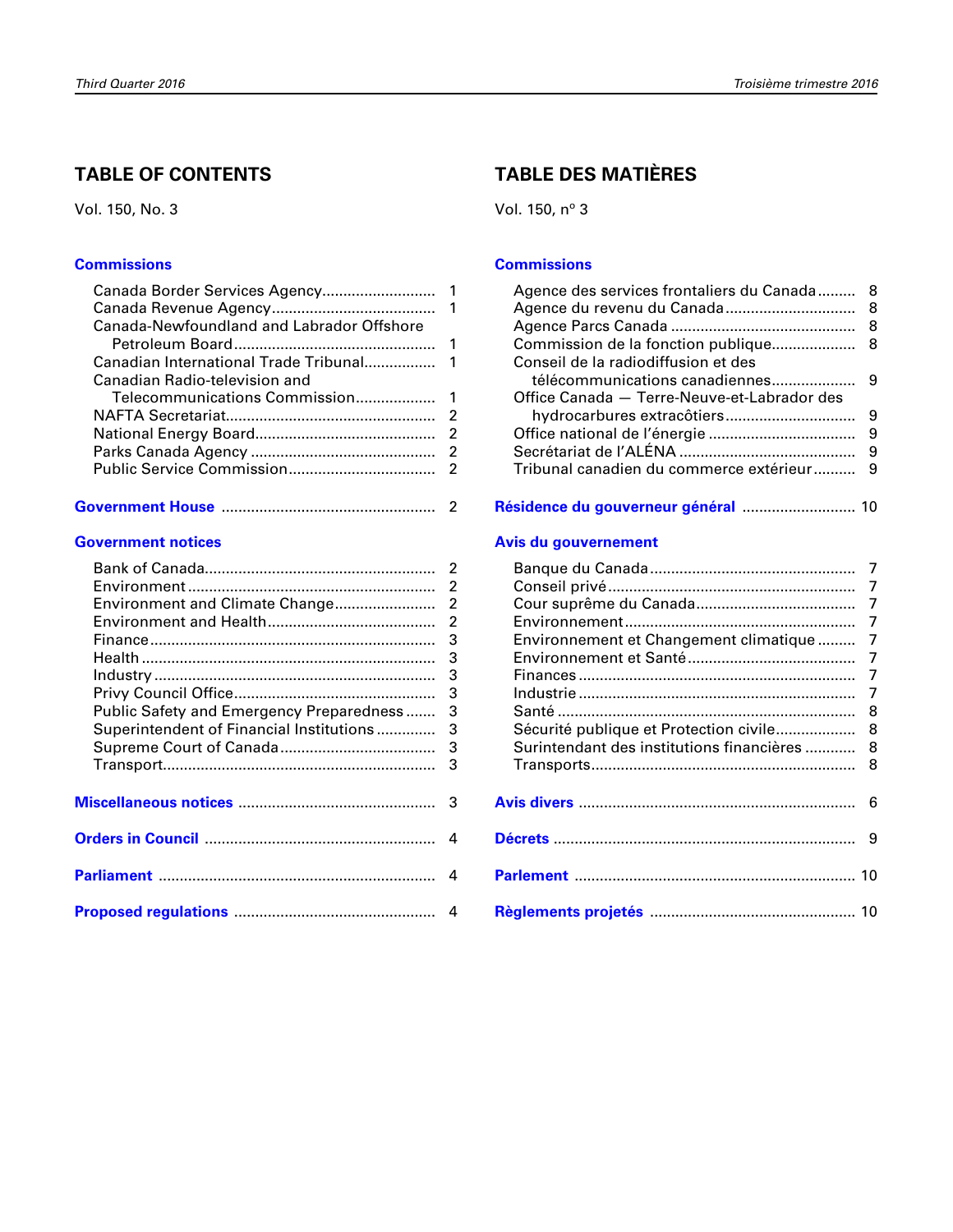## TABLE OF CONTENTS

Vol. 150, No. 3

### Commissions

| | |
|---|---|
| Canada Border Services Agency | 1 |
| Canada Revenue Agency | 1 |
| Canada-Newfoundland and Labrador Offshore Petroleum Board | 1 |
| Canadian International Trade Tribunal | 1 |
| Canadian Radio-television and Telecommunications Commission | 1 |
| NAFTA Secretariat | 2 |
| National Energy Board | 2 |
| Parks Canada Agency | 2 |
| Public Service Commission | 2 |

### Government House ..... 2

### Government notices

| | |
|---|---|
| Bank of Canada | 2 |
| Environment | 2 |
| Environment and Climate Change | 2 |
| Environment and Health | 2 |
| Finance | 3 |
| Health | 3 |
| Industry | 3 |
| Privy Council Office | 3 |
| Public Safety and Emergency Preparedness | 3 |
| Superintendent of Financial Institutions | 3 |
| Supreme Court of Canada | 3 |
| Transport | 3 |

### Miscellaneous notices ..... 3

### Orders in Council ..... 4

### Parliament ..... 4

### Proposed regulations ..... 4

## TABLE DES MATIÈRES

Vol. 150, nº 3

### Commissions

| | |
|---|---|
| Agence des services frontaliers du Canada | 8 |
| Agence du revenu du Canada | 8 |
| Agence Parcs Canada | 8 |
| Commission de la fonction publique | 8 |
| Conseil de la radiodiffusion et des télécommunications canadiennes | 9 |
| Office Canada — Terre-Neuve-et-Labrador des hydrocarbures extracôtiers | 9 |
| Office national de l'énergie | 9 |
| Secrétariat de l'ALÉNA | 9 |
| Tribunal canadien du commerce extérieur | 9 |

### Résidence du gouverneur général ..... 10

### Avis du gouvernement

| | |
|---|---|
| Banque du Canada | 7 |
| Conseil privé | 7 |
| Cour suprême du Canada | 7 |
| Environnement | 7 |
| Environnement et Changement climatique | 7 |
| Environnement et Santé | 7 |
| Finances | 7 |
| Industrie | 7 |
| Santé | 8 |
| Sécurité publique et Protection civile | 8 |
| Surintendant des institutions financières | 8 |
| Transports | 8 |

### Avis divers ..... 6

### Décrets ..... 9

### Parlement ..... 10

### Règlements projetés ..... 10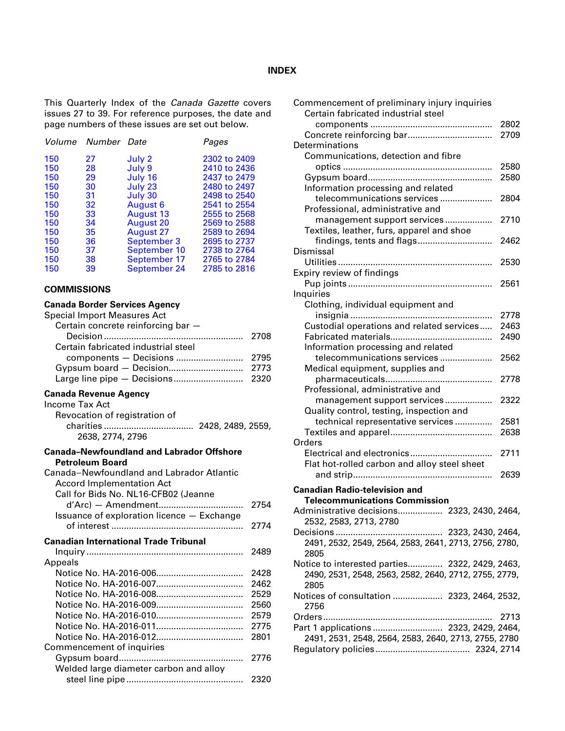# INDEX

This Quarterly Index of the *Canada Gazette* covers issues 27 to 39. For reference purposes, the date and page numbers of these issues are set out below.

| *Volume* | *Number* | *Date* | *Pages* |
|---|---|---|---|
| 150 | 27 | July 2 | 2302 to 2409 |
| 150 | 28 | July 9 | 2410 to 2436 |
| 150 | 29 | July 16 | 2437 to 2479 |
| 150 | 30 | July 23 | 2480 to 2497 |
| 150 | 31 | July 30 | 2498 to 2540 |
| 150 | 32 | August 6 | 2541 to 2554 |
| 150 | 33 | August 13 | 2555 to 2568 |
| 150 | 34 | August 20 | 2569 to 2588 |
| 150 | 35 | August 27 | 2589 to 2694 |
| 150 | 36 | September 3 | 2695 to 2737 |
| 150 | 37 | September 10 | 2738 to 2764 |
| 150 | 38 | September 17 | 2765 to 2784 |
| 150 | 39 | September 24 | 2785 to 2816 |

## COMMISSIONS

### Canada Border Services Agency

Special Import Measures Act
- Certain concrete reinforcing bar — Decision .......... 2708
- Certain fabricated industrial steel components — Decisions .......... 2795
- Gypsum board — Decision .......... 2773
- Large line pipe — Decisions .......... 2320

### Canada Revenue Agency

Income Tax Act
- Revocation of registration of charities .......... 2428, 2489, 2559, 2638, 2774, 2796

### Canada–Newfoundland and Labrador Offshore Petroleum Board

Canada–Newfoundland and Labrador Atlantic Accord Implementation Act
- Call for Bids No. NL16-CFB02 (Jeanne d'Arc) — Amendment .......... 2754
- Issuance of exploration licence — Exchange of interest .......... 2774

### Canadian International Trade Tribunal

Inquiry .......... 2489

Appeals
- Notice No. HA-2016-006 .......... 2428
- Notice No. HA-2016-007 .......... 2462
- Notice No. HA-2016-008 .......... 2529
- Notice No. HA-2016-009 .......... 2560
- Notice No. HA-2016-010 .......... 2579
- Notice No. HA-2016-011 .......... 2775
- Notice No. HA-2016-012 .......... 2801

Commencement of inquiries
- Gypsum board .......... 2776
- Welded large diameter carbon and alloy steel line pipe .......... 2320

Commencement of preliminary injury inquiries
- Certain fabricated industrial steel components .......... 2802
- Concrete reinforcing bar .......... 2709

Determinations
- Communications, detection and fibre optics .......... 2580
- Gypsum board .......... 2580
- Information processing and related telecommunications services .......... 2804
- Professional, administrative and management support services .......... 2710
- Textiles, leather, furs, apparel and shoe findings, tents and flags .......... 2462

Dismissal
- Utilities .......... 2530

Expiry review of findings
- Pup joints .......... 2561

Inquiries
- Clothing, individual equipment and insignia .......... 2778
- Custodial operations and related services .......... 2463
- Fabricated materials .......... 2490
- Information processing and related telecommunications services .......... 2562
- Medical equipment, supplies and pharmaceuticals .......... 2778
- Professional, administrative and management support services .......... 2322
- Quality control, testing, inspection and technical representative services .......... 2581
- Textiles and apparel .......... 2638

Orders
- Electrical and electronics .......... 2711
- Flat hot-rolled carbon and alloy steel sheet and strip .......... 2639

### Canadian Radio-television and Telecommunications Commission

Administrative decisions .......... 2323, 2430, 2464, 2532, 2583, 2713, 2780

Decisions .......... 2323, 2430, 2464, 2491, 2532, 2549, 2564, 2583, 2641, 2713, 2756, 2780, 2805

Notice to interested parties .......... 2322, 2429, 2463, 2490, 2531, 2548, 2563, 2582, 2640, 2712, 2755, 2779, 2805

Notices of consultation .......... 2323, 2464, 2532, 2756

Orders .......... 2713

Part 1 applications .......... 2323, 2429, 2464, 2491, 2531, 2548, 2564, 2583, 2640, 2713, 2755, 2780

Regulatory policies .......... 2324, 2714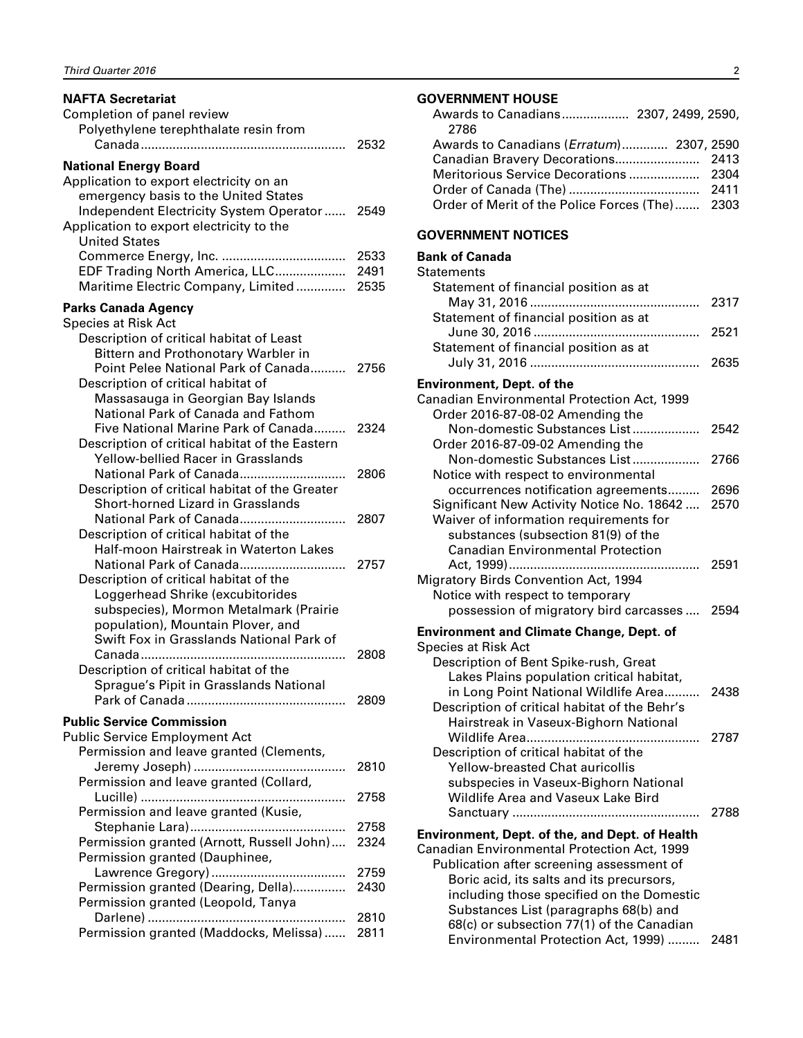**NAFTA Secretariat**

Completion of panel review
- Polyethylene terephthalate resin from Canada ........ 2532

**National Energy Board**

Application to export electricity on an emergency basis to the United States Independent Electricity System Operator ...... 2549

Application to export electricity to the United States
- Commerce Energy, Inc. ........ 2533
- EDF Trading North America, LLC........ 2491
- Maritime Electric Company, Limited ........ 2535

**Parks Canada Agency**

Species at Risk Act
- Description of critical habitat of Least Bittern and Prothonotary Warbler in Point Pelee National Park of Canada........ 2756
- Description of critical habitat of Massasauga in Georgian Bay Islands National Park of Canada and Fathom Five National Marine Park of Canada........ 2324
- Description of critical habitat of the Eastern Yellow-bellied Racer in Grasslands National Park of Canada........ 2806
- Description of critical habitat of the Greater Short-horned Lizard in Grasslands National Park of Canada........ 2807
- Description of critical habitat of the Half-moon Hairstreak in Waterton Lakes National Park of Canada........ 2757
- Description of critical habitat of the Loggerhead Shrike (excubitorides subspecies), Mormon Metalmark (Prairie population), Mountain Plover, and Swift Fox in Grasslands National Park of Canada........ 2808
- Description of critical habitat of the Sprague's Pipit in Grasslands National Park of Canada........ 2809

**Public Service Commission**

Public Service Employment Act
- Permission and leave granted (Clements, Jeremy Joseph)........ 2810
- Permission and leave granted (Collard, Lucille)........ 2758
- Permission and leave granted (Kusie, Stephanie Lara)........ 2758
- Permission granted (Arnott, Russell John)........ 2324
- Permission granted (Dauphinee, Lawrence Gregory)........ 2759
- Permission granted (Dearing, Della)........ 2430
- Permission granted (Leopold, Tanya Darlene)........ 2810
- Permission granted (Maddocks, Melissa)........ 2811

## GOVERNMENT HOUSE

- Awards to Canadians........ 2307, 2499, 2590, 2786
- Awards to Canadians (*Erratum*)........ 2307, 2590
- Canadian Bravery Decorations........ 2413
- Meritorious Service Decorations........ 2304
- Order of Canada (The)........ 2411
- Order of Merit of the Police Forces (The)........ 2303

## GOVERNMENT NOTICES

**Bank of Canada**

Statements
- Statement of financial position as at May 31, 2016........ 2317
- Statement of financial position as at June 30, 2016........ 2521
- Statement of financial position as at July 31, 2016........ 2635

**Environment, Dept. of the**

Canadian Environmental Protection Act, 1999
- Order 2016-87-08-02 Amending the Non-domestic Substances List........ 2542
- Order 2016-87-09-02 Amending the Non-domestic Substances List........ 2766
- Notice with respect to environmental occurrences notification agreements........ 2696
- Significant New Activity Notice No. 18642........ 2570
- Waiver of information requirements for substances (subsection 81(9) of the Canadian Environmental Protection Act, 1999)........ 2591

Migratory Birds Convention Act, 1994
- Notice with respect to temporary possession of migratory bird carcasses........ 2594

**Environment and Climate Change, Dept. of**

Species at Risk Act
- Description of Bent Spike-rush, Great Lakes Plains population critical habitat, in Long Point National Wildlife Area........ 2438
- Description of critical habitat of the Behr's Hairstreak in Vaseux-Bighorn National Wildlife Area........ 2787
- Description of critical habitat of the Yellow-breasted Chat auricollis subspecies in Vaseux-Bighorn National Wildlife Area and Vaseux Lake Bird Sanctuary........ 2788

**Environment, Dept. of the, and Dept. of Health**

Canadian Environmental Protection Act, 1999
- Publication after screening assessment of Boric acid, its salts and its precursors, including those specified on the Domestic Substances List (paragraphs 68(b) and 68(c) or subsection 77(1) of the Canadian Environmental Protection Act, 1999)........ 2481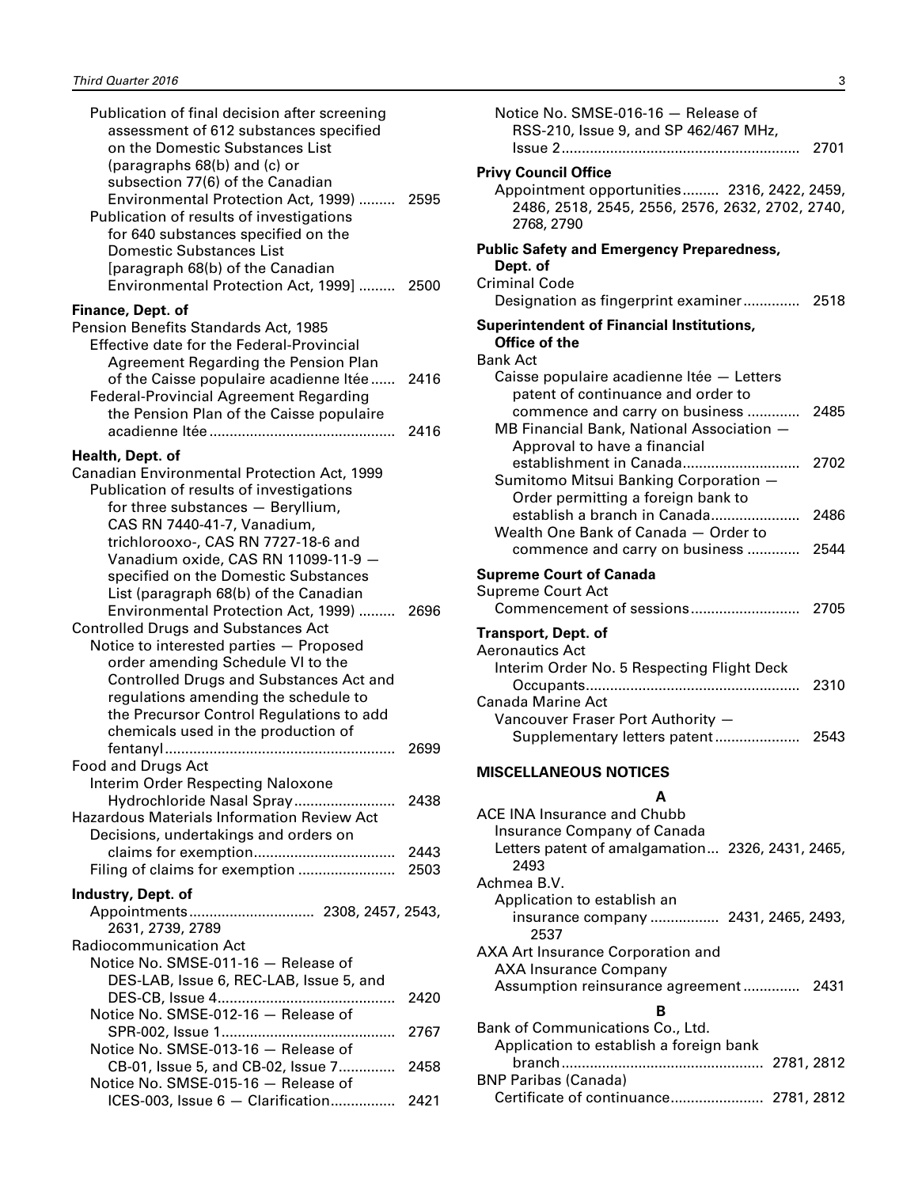Publication of final decision after screening assessment of 612 substances specified on the Domestic Substances List (paragraphs 68(b) and (c) or subsection 77(6) of the Canadian Environmental Protection Act, 1999) ......... 2595

Publication of results of investigations for 640 substances specified on the Domestic Substances List [paragraph 68(b) of the Canadian Environmental Protection Act, 1999] ......... 2500

**Finance, Dept. of**

Pension Benefits Standards Act, 1985

Effective date for the Federal-Provincial Agreement Regarding the Pension Plan of the Caisse populaire acadienne ltée...... 2416

Federal-Provincial Agreement Regarding the Pension Plan of the Caisse populaire acadienne ltée............................................. 2416

**Health, Dept. of**

Canadian Environmental Protection Act, 1999

Publication of results of investigations for three substances — Beryllium, CAS RN 7440-41-7, Vanadium, trichlorooxo-, CAS RN 7727-18-6 and Vanadium oxide, CAS RN 11099-11-9 — specified on the Domestic Substances List (paragraph 68(b) of the Canadian Environmental Protection Act, 1999) ......... 2696

Controlled Drugs and Substances Act

Notice to interested parties — Proposed order amending Schedule VI to the Controlled Drugs and Substances Act and regulations amending the schedule to the Precursor Control Regulations to add chemicals used in the production of fentanyl......................................................... 2699

Food and Drugs Act

Interim Order Respecting Naloxone Hydrochloride Nasal Spray......................... 2438

Hazardous Materials Information Review Act

Decisions, undertakings and orders on claims for exemption.................................. 2443

Filing of claims for exemption ........................ 2503

**Industry, Dept. of**

Appointments.............................. 2308, 2457, 2543, 2631, 2739, 2789

Radiocommunication Act

Notice No. SMSE-011-16 — Release of DES-LAB, Issue 6, REC-LAB, Issue 5, and DES-CB, Issue 4........................................... 2420

Notice No. SMSE-012-16 — Release of SPR-002, Issue 1.......................................... 2767

Notice No. SMSE-013-16 — Release of CB-01, Issue 5, and CB-02, Issue 7............. 2458

Notice No. SMSE-015-16 — Release of ICES-003, Issue 6 — Clarification................ 2421

Notice No. SMSE-016-16 — Release of RSS-210, Issue 9, and SP 462/467 MHz, Issue 2.......................................................... 2701

**Privy Council Office**

Appointment opportunities......... 2316, 2422, 2459, 2486, 2518, 2545, 2556, 2576, 2632, 2702, 2740, 2768, 2790

**Public Safety and Emergency Preparedness, Dept. of**

Criminal Code

Designation as fingerprint examiner.............. 2518

**Superintendent of Financial Institutions, Office of the**

Bank Act

Caisse populaire acadienne ltée — Letters patent of continuance and order to commence and carry on business ............. 2485

MB Financial Bank, National Association — Approval to have a financial establishment in Canada............................. 2702

Sumitomo Mitsui Banking Corporation — Order permitting a foreign bank to establish a branch in Canada...................... 2486

Wealth One Bank of Canada — Order to commence and carry on business ............. 2544

**Supreme Court of Canada**

Supreme Court Act

Commencement of sessions........................... 2705

**Transport, Dept. of**

Aeronautics Act

Interim Order No. 5 Respecting Flight Deck Occupants.................................................... 2310

Canada Marine Act

Vancouver Fraser Port Authority — Supplementary letters patent..................... 2543

**MISCELLANEOUS NOTICES**

**A**

ACE INA Insurance and Chubb Insurance Company of Canada

Letters patent of amalgamation... 2326, 2431, 2465, 2493

Achmea B.V.

Application to establish an insurance company ................. 2431, 2465, 2493, 2537

AXA Art Insurance Corporation and AXA Insurance Company

Assumption reinsurance agreement.............. 2431

**B**

Bank of Communications Co., Ltd.

Application to establish a foreign bank branch................................................. 2781, 2812

BNP Paribas (Canada)

Certificate of continuance....................... 2781, 2812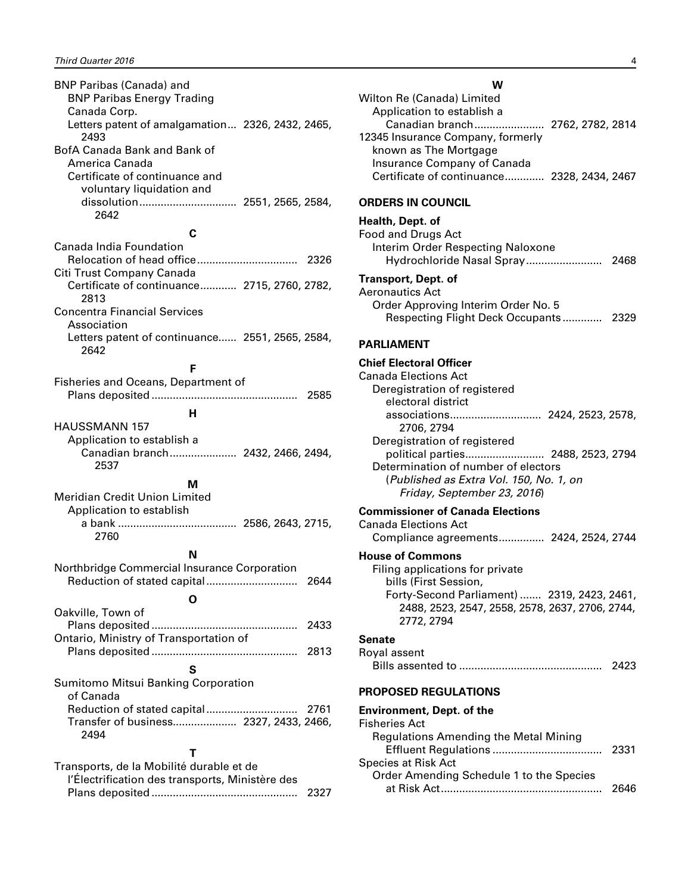BNP Paribas (Canada) and BNP Paribas Energy Trading Canada Corp.
- Letters patent of amalgamation... 2326, 2432, 2465, 2493

BofA Canada Bank and Bank of America Canada
- Certificate of continuance and voluntary liquidation and dissolution ................................ 2551, 2565, 2584, 2642

**C**

Canada India Foundation
- Relocation of head office................................ 2326

Citi Trust Company Canada
- Certificate of continuance............ 2715, 2760, 2782, 2813

Concentra Financial Services Association
- Letters patent of continuance...... 2551, 2565, 2584, 2642

**F**

Fisheries and Oceans, Department of
- Plans deposited ................................................ 2585

**H**

HAUSSMANN 157
- Application to establish a Canadian branch...................... 2432, 2466, 2494, 2537

**M**

Meridian Credit Union Limited
- Application to establish a bank ....................................... 2586, 2643, 2715, 2760

**N**

Northbridge Commercial Insurance Corporation
- Reduction of stated capital.............................. 2644

**O**

Oakville, Town of
- Plans deposited ................................................ 2433

Ontario, Ministry of Transportation of
- Plans deposited ................................................ 2813

**S**

Sumitomo Mitsui Banking Corporation of Canada
- Reduction of stated capital.............................. 2761
- Transfer of business..................... 2327, 2433, 2466, 2494

**T**

Transports, de la Mobilité durable et de l'Électrification des transports, Ministère des
- Plans deposited ................................................ 2327

**W**

Wilton Re (Canada) Limited
- Application to establish a Canadian branch....................... 2762, 2782, 2814

12345 Insurance Company, formerly known as The Mortgage Insurance Company of Canada
- Certificate of continuance............. 2328, 2434, 2467

## ORDERS IN COUNCIL

### Health, Dept. of

Food and Drugs Act
- Interim Order Respecting Naloxone Hydrochloride Nasal Spray......................... 2468

### Transport, Dept. of

Aeronautics Act
- Order Approving Interim Order No. 5 Respecting Flight Deck Occupants............. 2329

## PARLIAMENT

### Chief Electoral Officer

Canada Elections Act
- Deregistration of registered electoral district associations.............................. 2424, 2523, 2578, 2706, 2794
- Deregistration of registered political parties.......................... 2488, 2523, 2794
- Determination of number of electors (*Published as Extra Vol. 150, No. 1, on Friday, September 23, 2016*)

### Commissioner of Canada Elections

Canada Elections Act
- Compliance agreements............... 2424, 2524, 2744

### House of Commons

- Filing applications for private bills (First Session, Forty-Second Parliament) ....... 2319, 2423, 2461, 2488, 2523, 2547, 2558, 2578, 2637, 2706, 2744, 2772, 2794

### Senate

Royal assent
- Bills assented to .............................................. 2423

## PROPOSED REGULATIONS

### Environment, Dept. of the

Fisheries Act
- Regulations Amending the Metal Mining Effluent Regulations .................................... 2331

Species at Risk Act
- Order Amending Schedule 1 to the Species at Risk Act..................................................... 2646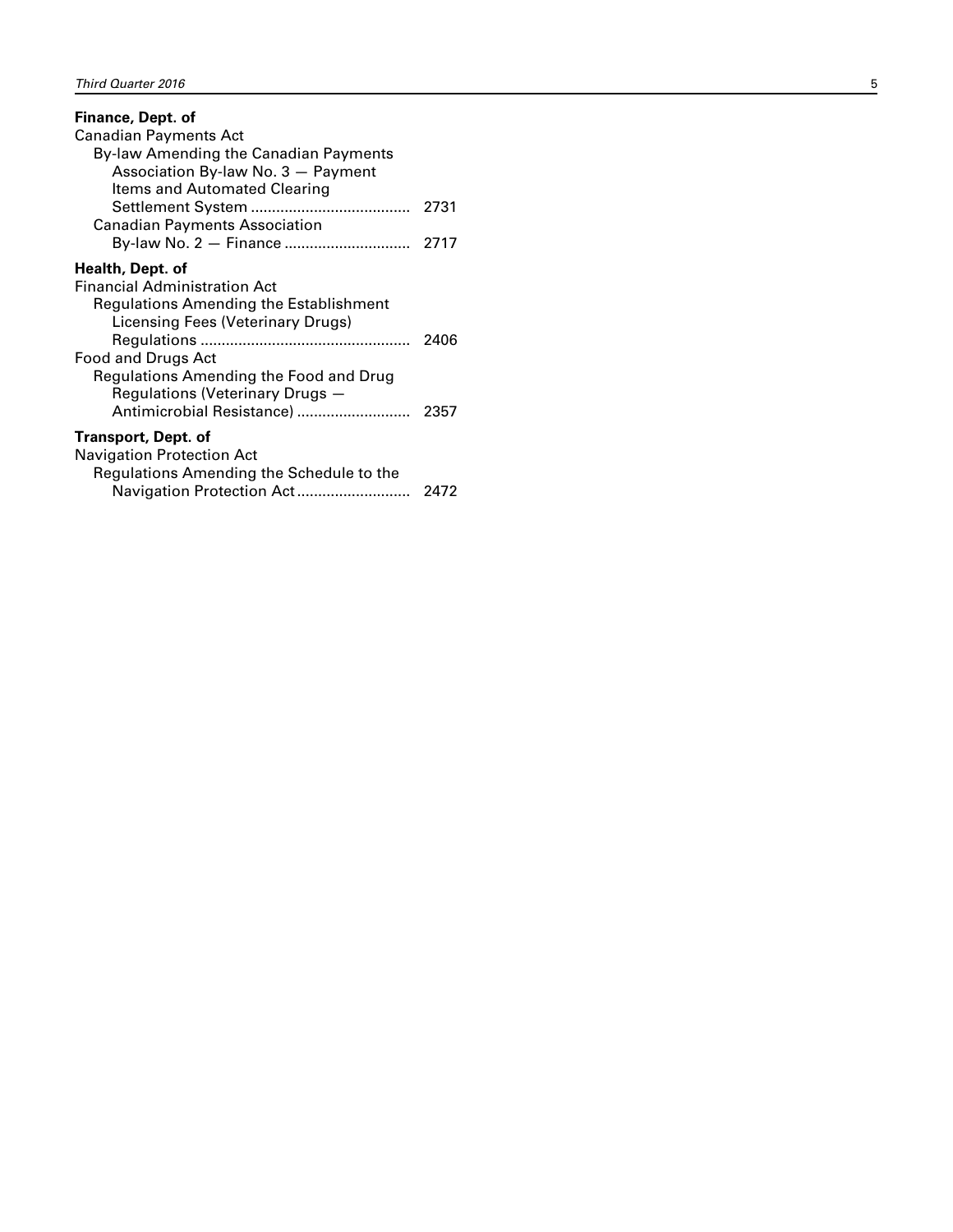**Finance, Dept. of**

Canadian Payments Act

By-law Amending the Canadian Payments Association By-law No. 3 — Payment Items and Automated Clearing Settlement System ...................................... 2731

Canadian Payments Association By-law No. 2 — Finance .............................. 2717

**Health, Dept. of**

Financial Administration Act

Regulations Amending the Establishment Licensing Fees (Veterinary Drugs) Regulations .................................................. 2406

Food and Drugs Act

Regulations Amending the Food and Drug Regulations (Veterinary Drugs — Antimicrobial Resistance) ........................... 2357

**Transport, Dept. of**

Navigation Protection Act

Regulations Amending the Schedule to the Navigation Protection Act........................... 2472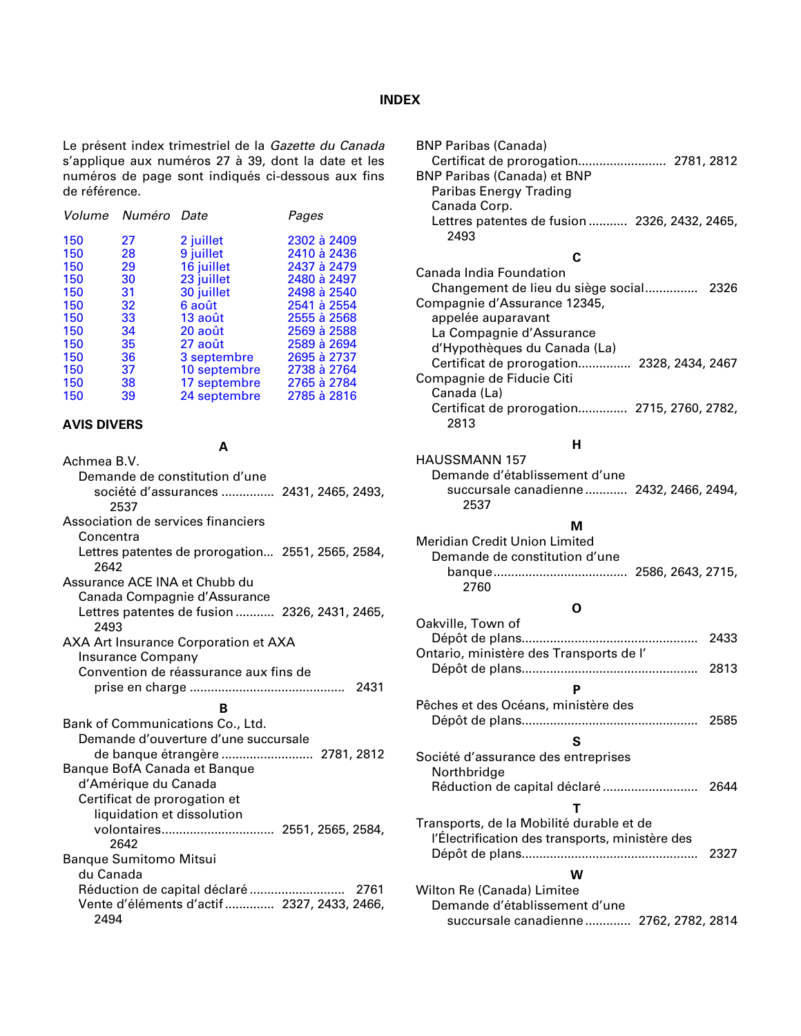## INDEX

Le présent index trimestriel de la *Gazette du Canada* s'applique aux numéros 27 à 39, dont la date et les numéros de page sont indiqués ci-dessous aux fins de référence.

| *Volume* | *Numéro* | *Date* | *Pages* |
|---|---|---|---|
| 150 | 27 | 2 juillet | 2302 à 2409 |
| 150 | 28 | 9 juillet | 2410 à 2436 |
| 150 | 29 | 16 juillet | 2437 à 2479 |
| 150 | 30 | 23 juillet | 2480 à 2497 |
| 150 | 31 | 30 juillet | 2498 à 2540 |
| 150 | 32 | 6 août | 2541 à 2554 |
| 150 | 33 | 13 août | 2555 à 2568 |
| 150 | 34 | 20 août | 2569 à 2588 |
| 150 | 35 | 27 août | 2589 à 2694 |
| 150 | 36 | 3 septembre | 2695 à 2737 |
| 150 | 37 | 10 septembre | 2738 à 2764 |
| 150 | 38 | 17 septembre | 2765 à 2784 |
| 150 | 39 | 24 septembre | 2785 à 2816 |

### AVIS DIVERS

**A**

Achmea B.V.
- Demande de constitution d'une société d'assurances ............... 2431, 2465, 2493, 2537

Association de services financiers Concentra
- Lettres patentes de prorogation... 2551, 2565, 2584, 2642

Assurance ACE INA et Chubb du Canada Compagnie d'Assurance
- Lettres patentes de fusion ........... 2326, 2431, 2465, 2493

AXA Art Insurance Corporation et AXA Insurance Company
- Convention de réassurance aux fins de prise en charge ........................................... 2431

**B**

Bank of Communications Co., Ltd.
- Demande d'ouverture d'une succursale de banque étrangère ......................... 2781, 2812

Banque BofA Canada et Banque d'Amérique du Canada
- Certificat de prorogation et liquidation et dissolution volontaires............................... 2551, 2565, 2584, 2642

Banque Sumitomo Mitsui du Canada
- Réduction de capital déclaré .......................... 2761
- Vente d'éléments d'actif ............. 2327, 2433, 2466, 2494

BNP Paribas (Canada)
- Certificat de prorogation......................... 2781, 2812

BNP Paribas (Canada) et BNP Paribas Energy Trading Canada Corp.
- Lettres patentes de fusion ........... 2326, 2432, 2465, 2493

**C**

Canada India Foundation
- Changement de lieu du siège social............... 2326

Compagnie d'Assurance 12345, appelée auparavant La Compagnie d'Assurance d'Hypothèques du Canada (La)
- Certificat de prorogation............... 2328, 2434, 2467

Compagnie de Fiducie Citi Canada (La)
- Certificat de prorogation............. 2715, 2760, 2782, 2813

**H**

HAUSSMANN 157
- Demande d'établissement d'une succursale canadienne ............ 2432, 2466, 2494, 2537

**M**

Meridian Credit Union Limited
- Demande de constitution d'une banque..................................... 2586, 2643, 2715, 2760

**O**

Oakville, Town of
- Dépôt de plans................................................. 2433

Ontario, ministère des Transports de l'
- Dépôt de plans................................................. 2813

**P**

Pêches et des Océans, ministère des
- Dépôt de plans................................................. 2585

**S**

Société d'assurance des entreprises Northbridge
- Réduction de capital déclaré .......................... 2644

**T**

Transports, de la Mobilité durable et de l'Électrification des transports, ministère des
- Dépôt de plans................................................. 2327

**W**

Wilton Re (Canada) Limitee
- Demande d'établissement d'une succursale canadienne ............. 2762, 2782, 2814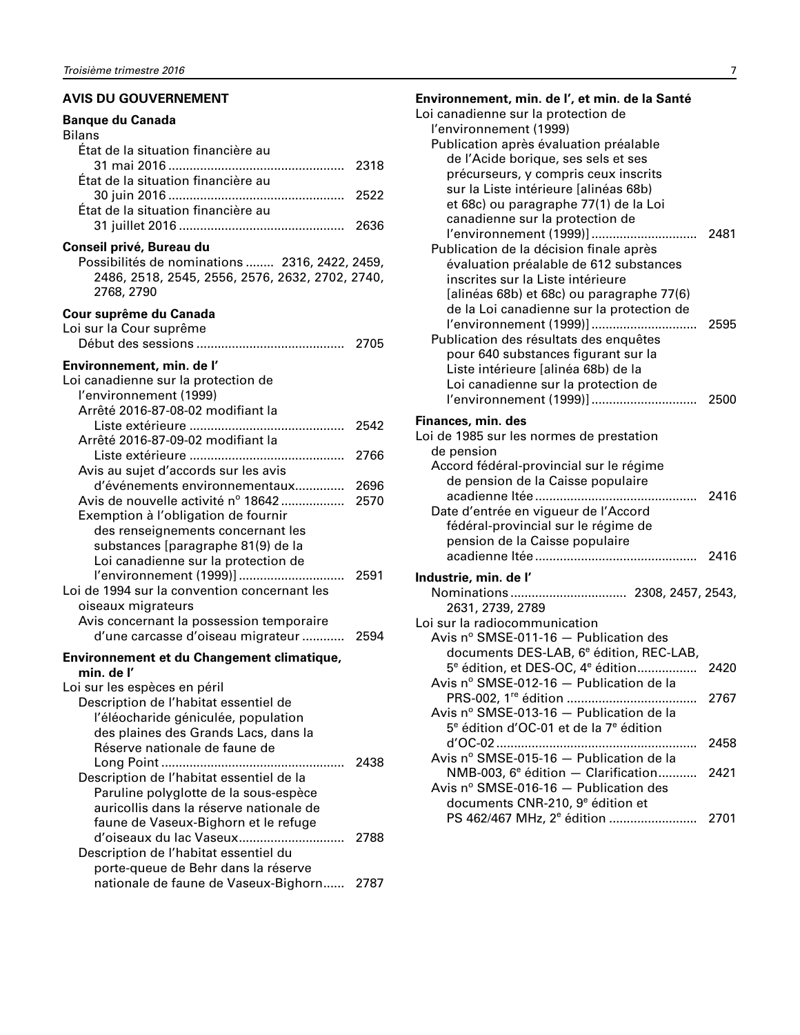## AVIS DU GOUVERNEMENT

**Banque du Canada**

Bilans

- État de la situation financière au 31 mai 2016 ................................................. 2318
- État de la situation financière au 30 juin 2016 ................................................. 2522
- État de la situation financière au 31 juillet 2016 .............................................. 2636

**Conseil privé, Bureau du**

Possibilités de nominations ........ 2316, 2422, 2459, 2486, 2518, 2545, 2556, 2576, 2632, 2702, 2740, 2768, 2790

**Cour suprême du Canada**

Loi sur la Cour suprême

- Début des sessions .......................................... 2705

**Environnement, min. de l'**

Loi canadienne sur la protection de l'environnement (1999)

- Arrêté 2016-87-08-02 modifiant la Liste extérieure ........................................... 2542
- Arrêté 2016-87-09-02 modifiant la Liste extérieure ........................................... 2766
- Avis au sujet d'accords sur les avis d'événements environnementaux.............. 2696
- Avis de nouvelle activité n° 18642 .................. 2570
- Exemption à l'obligation de fournir des renseignements concernant les substances [paragraphe 81(9) de la Loi canadienne sur la protection de l'environnement (1999)] ............................. 2591

Loi de 1994 sur la convention concernant les oiseaux migrateurs

- Avis concernant la possession temporaire d'une carcasse d'oiseau migrateur ............ 2594

**Environnement et du Changement climatique, min. de l'**

Loi sur les espèces en péril

- Description de l'habitat essentiel de l'éléocharide géniculée, population des plaines des Grands Lacs, dans la Réserve nationale de faune de Long Point ................................................... 2438
- Description de l'habitat essentiel de la Paruline polyglotte de la sous-espèce auricollis dans la réserve nationale de faune de Vaseux-Bighorn et le refuge d'oiseaux du lac Vaseux.............................. 2788
- Description de l'habitat essentiel du porte-queue de Behr dans la réserve nationale de faune de Vaseux-Bighorn...... 2787

**Environnement, min. de l', et min. de la Santé**

Loi canadienne sur la protection de l'environnement (1999)

- Publication après évaluation préalable de l'Acide borique, ses sels et ses précurseurs, y compris ceux inscrits sur la Liste intérieure [alinéas 68b) et 68c) ou paragraphe 77(1) de la Loi canadienne sur la protection de l'environnement (1999)] ............................. 2481
- Publication de la décision finale après évaluation préalable de 612 substances inscrites sur la Liste intérieure [alinéas 68b) et 68c) ou paragraphe 77(6) de la Loi canadienne sur la protection de l'environnement (1999)] ............................. 2595
- Publication des résultats des enquêtes pour 640 substances figurant sur la Liste intérieure [alinéa 68b) de la Loi canadienne sur la protection de l'environnement (1999)] ............................. 2500

**Finances, min. des**

Loi de 1985 sur les normes de prestation de pension

- Accord fédéral-provincial sur le régime de pension de la Caisse populaire acadienne ltée ............................................. 2416
- Date d'entrée en vigueur de l'Accord fédéral-provincial sur le régime de pension de la Caisse populaire acadienne ltée ............................................. 2416

**Industrie, min. de l'**

Nominations ................................ 2308, 2457, 2543, 2631, 2739, 2789

Loi sur la radiocommunication

- Avis n° SMSE-011-16 — Publication des documents DES-LAB, 6e édition, REC-LAB, 5e édition, et DES-OC, 4e édition................. 2420
- Avis n° SMSE-012-16 — Publication de la PRS-002, 1re édition .................................... 2767
- Avis n° SMSE-013-16 — Publication de la 5e édition d'OC-01 et de la 7e édition d'OC-02 ........................................................ 2458
- Avis n° SMSE-015-16 — Publication de la NMB-003, 6e édition — Clarification........... 2421
- Avis n° SMSE-016-16 — Publication des documents CNR-210, 9e édition et PS 462/467 MHz, 2e édition ......................... 2701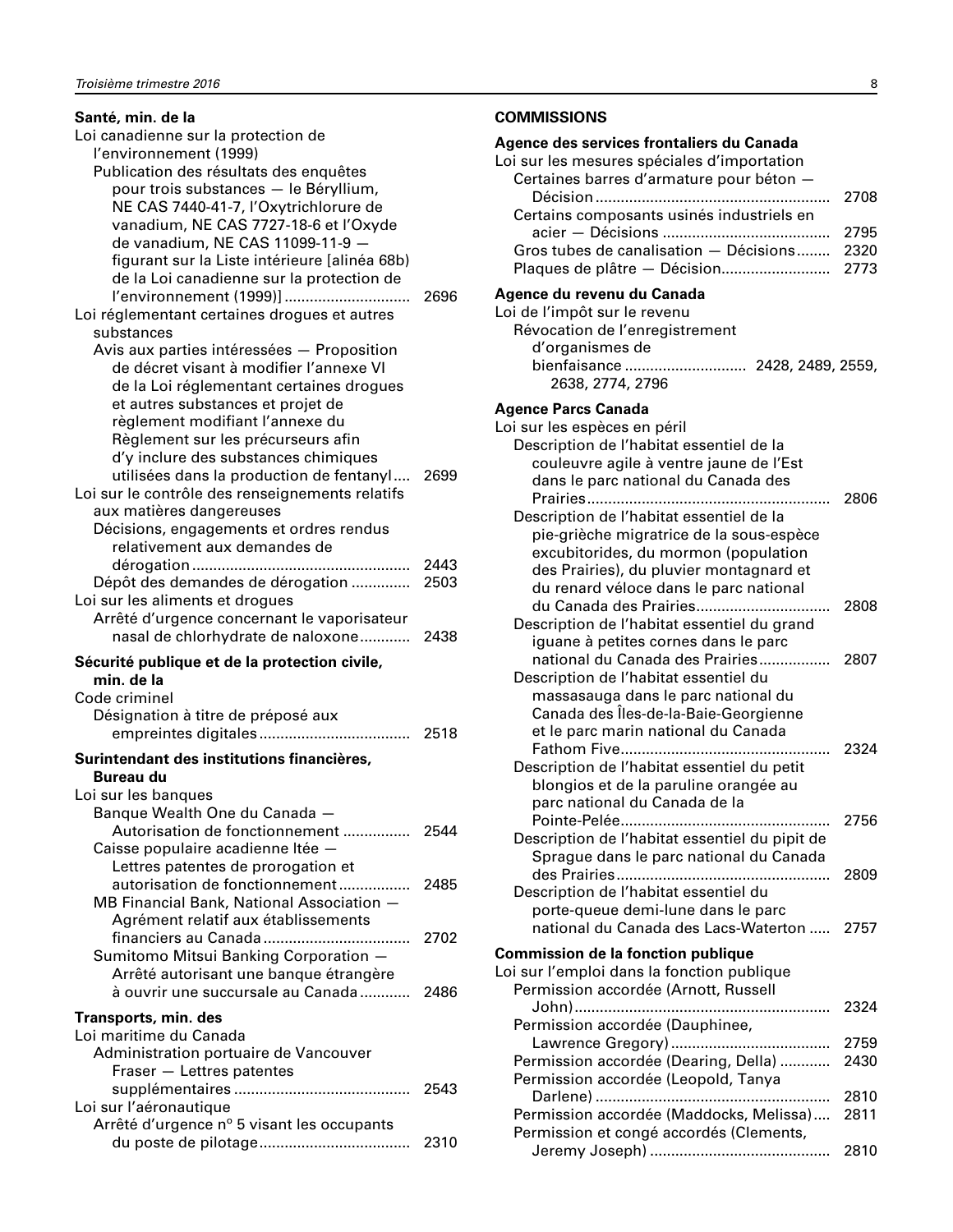**Santé, min. de la**

Loi canadienne sur la protection de l'environnement (1999)
- Publication des résultats des enquêtes pour trois substances — le Béryllium, NE CAS 7440-41-7, l'Oxytrichlorure de vanadium, NE CAS 7727-18-6 et l'Oxyde de vanadium, NE CAS 11099-11-9 — figurant sur la Liste intérieure [alinéa 68b) de la Loi canadienne sur la protection de l'environnement (1999)] .............................. 2696

Loi réglementant certaines drogues et autres substances
- Avis aux parties intéressées — Proposition de décret visant à modifier l'annexe VI de la Loi réglementant certaines drogues et autres substances et projet de règlement modifiant l'annexe du Règlement sur les précurseurs afin d'y inclure des substances chimiques utilisées dans la production de fentanyl.... 2699

Loi sur le contrôle des renseignements relatifs aux matières dangereuses
- Décisions, engagements et ordres rendus relativement aux demandes de dérogation .................................................... 2443
- Dépôt des demandes de dérogation .............. 2503

Loi sur les aliments et drogues
- Arrêté d'urgence concernant le vaporisateur nasal de chlorhydrate de naloxone............ 2438

**Sécurité publique et de la protection civile, min. de la**

Code criminel
- Désignation à titre de préposé aux empreintes digitales .................................... 2518

**Surintendant des institutions financières, Bureau du**

Loi sur les banques
- Banque Wealth One du Canada — Autorisation de fonctionnement ................ 2544
- Caisse populaire acadienne ltée — Lettres patentes de prorogation et autorisation de fonctionnement................. 2485
- MB Financial Bank, National Association — Agrément relatif aux établissements financiers au Canada ................................... 2702
- Sumitomo Mitsui Banking Corporation — Arrêté autorisant une banque étrangère à ouvrir une succursale au Canada ............ 2486

**Transports, min. des**

Loi maritime du Canada
- Administration portuaire de Vancouver Fraser — Lettres patentes supplémentaires .......................................... 2543

Loi sur l'aéronautique
- Arrêté d'urgence n^o 5 visant les occupants du poste de pilotage.................................... 2310

## COMMISSIONS

**Agence des services frontaliers du Canada**

Loi sur les mesures spéciales d'importation
- Certaines barres d'armature pour béton — Décision ........................................................ 2708
- Certains composants usinés industriels en acier — Décisions ........................................ 2795
- Gros tubes de canalisation — Décisions........ 2320
- Plaques de plâtre — Décision.......................... 2773

**Agence du revenu du Canada**

Loi de l'impôt sur le revenu
- Révocation de l'enregistrement d'organismes de bienfaisance ............................ 2428, 2489, 2559, 2638, 2774, 2796

**Agence Parcs Canada**

Loi sur les espèces en péril
- Description de l'habitat essentiel de la couleuvre agile à ventre jaune de l'Est dans le parc national du Canada des Prairies.......................................................... 2806
- Description de l'habitat essentiel de la pie-grièche migratrice de la sous-espèce excubitorides, du mormon (population des Prairies), du pluvier montagnard et du renard véloce dans le parc national du Canada des Prairies................................ 2808
- Description de l'habitat essentiel du grand iguane à petites cornes dans le parc national du Canada des Prairies................. 2807
- Description de l'habitat essentiel du massasauga dans le parc national du Canada des Îles-de-la-Baie-Georgienne et le parc marin national du Canada Fathom Five.................................................. 2324
- Description de l'habitat essentiel du petit blongios et de la paruline orangée au parc national du Canada de la Pointe-Pelée.................................................. 2756
- Description de l'habitat essentiel du pipit de Sprague dans le parc national du Canada des Prairies.................................................. 2809
- Description de l'habitat essentiel du porte-queue demi-lune dans le parc national du Canada des Lacs-Waterton ..... 2757

**Commission de la fonction publique**

Loi sur l'emploi dans la fonction publique
- Permission accordée (Arnott, Russell John)............................................................ 2324
- Permission accordée (Dauphinee, Lawrence Gregory)...................................... 2759
- Permission accordée (Dearing, Della) ............ 2430
- Permission accordée (Leopold, Tanya Darlene) ....................................................... 2810
- Permission accordée (Maddocks, Melissa).... 2811
- Permission et congé accordés (Clements, Jeremy Joseph) ........................................... 2810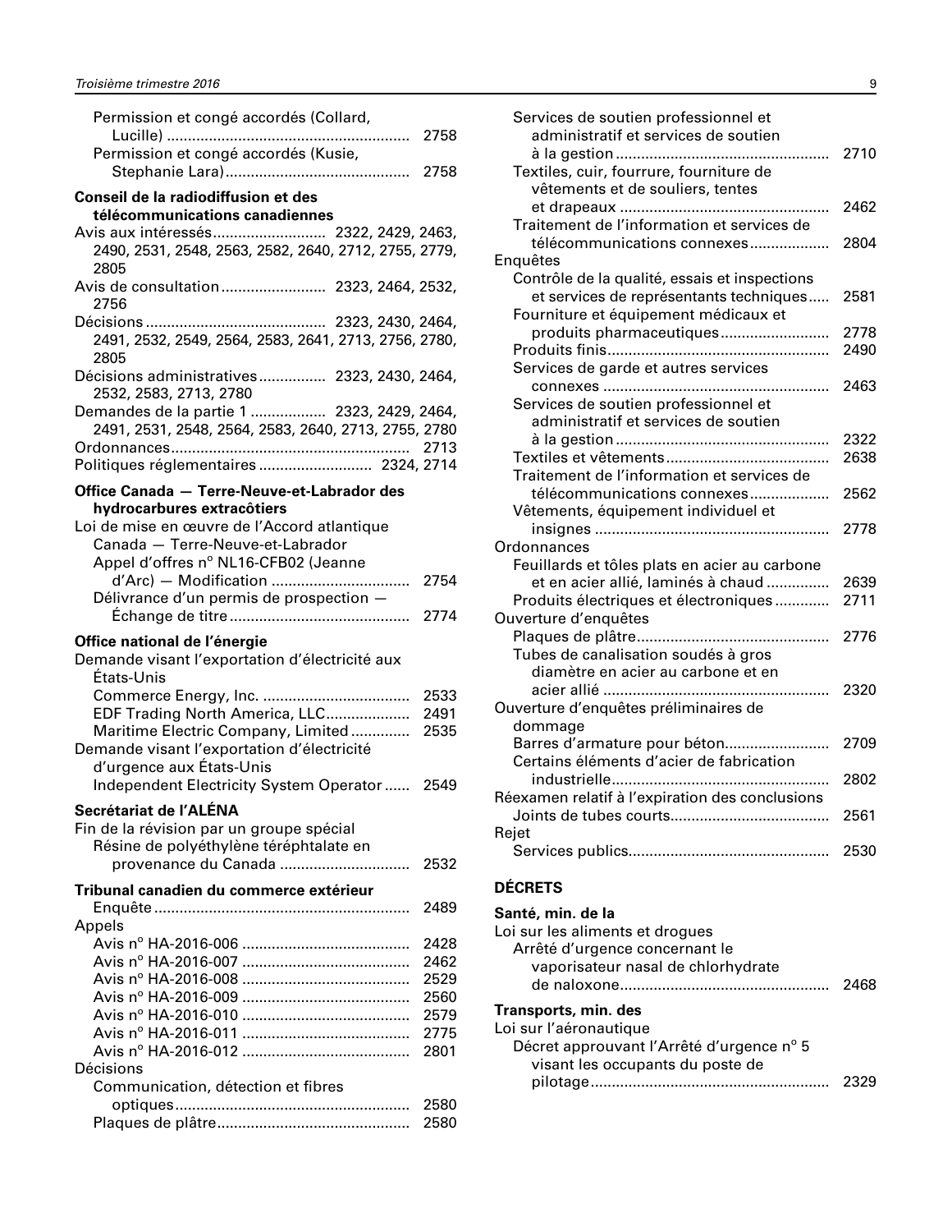Permission et congé accordés (Collard, Lucille) .......... 2758
Permission et congé accordés (Kusie, Stephanie Lara) .......... 2758

**Conseil de la radiodiffusion et des télécommunications canadiennes**

Avis aux intéressés .......... 2322, 2429, 2463, 2490, 2531, 2548, 2563, 2582, 2640, 2712, 2755, 2779, 2805
Avis de consultation .......... 2323, 2464, 2532, 2756
Décisions .......... 2323, 2430, 2464, 2491, 2532, 2549, 2564, 2583, 2641, 2713, 2756, 2780, 2805
Décisions administratives .......... 2323, 2430, 2464, 2532, 2583, 2713, 2780
Demandes de la partie 1 .......... 2323, 2429, 2464, 2491, 2531, 2548, 2564, 2583, 2640, 2713, 2755, 2780
Ordonnances .......... 2713
Politiques réglementaires .......... 2324, 2714

**Office Canada — Terre-Neuve-et-Labrador des hydrocarbures extracôtiers**

Loi de mise en œuvre de l'Accord atlantique Canada — Terre-Neuve-et-Labrador
Appel d'offres n° NL16-CFB02 (Jeanne d'Arc) — Modification .......... 2754
Délivrance d'un permis de prospection — Échange de titre .......... 2774

**Office national de l'énergie**

Demande visant l'exportation d'électricité aux États-Unis
Commerce Energy, Inc. .......... 2533
EDF Trading North America, LLC .......... 2491
Maritime Electric Company, Limited .......... 2535
Demande visant l'exportation d'électricité d'urgence aux États-Unis
Independent Electricity System Operator .......... 2549

**Secrétariat de l'ALÉNA**

Fin de la révision par un groupe spécial
Résine de polyéthylène téréphtalate en provenance du Canada .......... 2532

**Tribunal canadien du commerce extérieur**

Enquête .......... 2489
Appels
Avis n° HA-2016-006 .......... 2428
Avis n° HA-2016-007 .......... 2462
Avis n° HA-2016-008 .......... 2529
Avis n° HA-2016-009 .......... 2560
Avis n° HA-2016-010 .......... 2579
Avis n° HA-2016-011 .......... 2775
Avis n° HA-2016-012 .......... 2801
Décisions
Communication, détection et fibres optiques .......... 2580
Plaques de plâtre .......... 2580
Services de soutien professionnel et administratif et services de soutien à la gestion .......... 2710
Textiles, cuir, fourrure, fourniture de vêtements et de souliers, tentes et drapeaux .......... 2462
Traitement de l'information et services de télécommunications connexes .......... 2804
Enquêtes
Contrôle de la qualité, essais et inspections et services de représentants techniques .......... 2581
Fourniture et équipement médicaux et produits pharmaceutiques .......... 2778
Produits finis .......... 2490
Services de garde et autres services connexes .......... 2463
Services de soutien professionnel et administratif et services de soutien à la gestion .......... 2322
Textiles et vêtements .......... 2638
Traitement de l'information et services de télécommunications connexes .......... 2562
Vêtements, équipement individuel et insignes .......... 2778
Ordonnances
Feuillards et tôles plats en acier au carbone et en acier allié, laminés à chaud .......... 2639
Produits électriques et électroniques .......... 2711
Ouverture d'enquêtes
Plaques de plâtre .......... 2776
Tubes de canalisation soudés à gros diamètre en acier au carbone et en acier allié .......... 2320
Ouverture d'enquêtes préliminaires de dommage
Barres d'armature pour béton .......... 2709
Certains éléments d'acier de fabrication industrielle .......... 2802
Réexamen relatif à l'expiration des conclusions
Joints de tubes courts .......... 2561
Rejet
Services publics .......... 2530

## DÉCRETS

**Santé, min. de la**

Loi sur les aliments et drogues
Arrêté d'urgence concernant le vaporisateur nasal de chlorhydrate de naloxone .......... 2468

**Transports, min. des**

Loi sur l'aéronautique
Décret approuvant l'Arrêté d'urgence n° 5 visant les occupants du poste de pilotage .......... 2329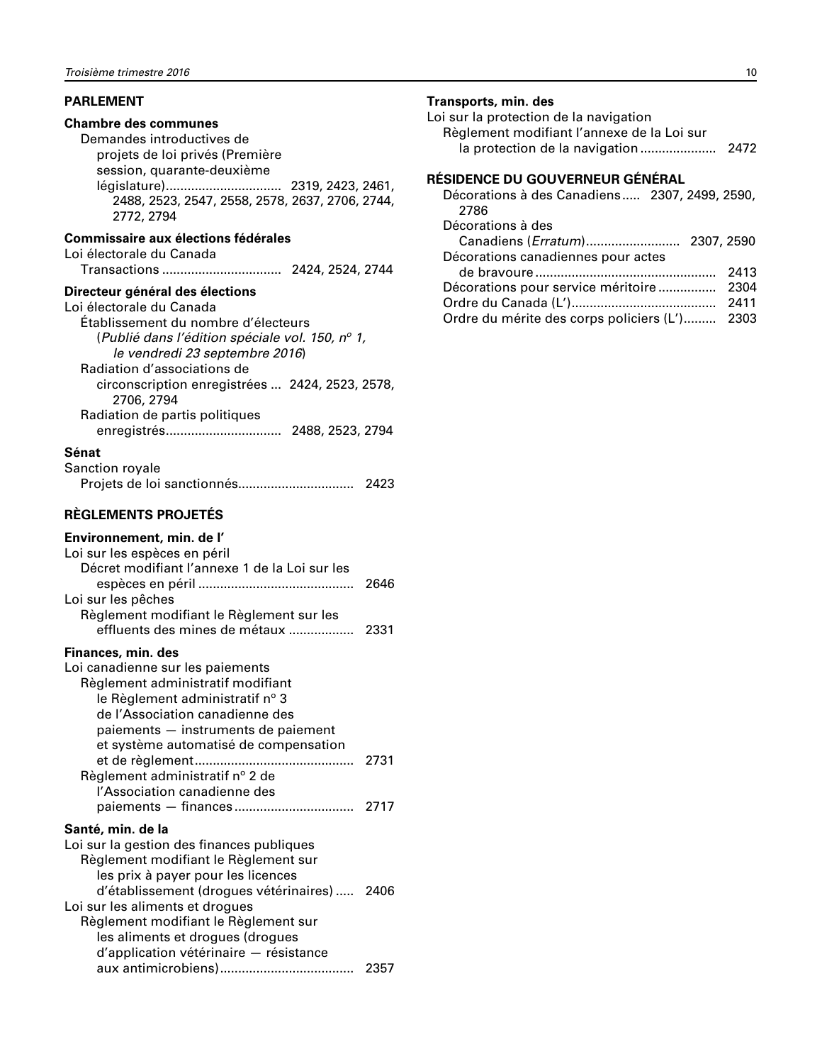## PARLEMENT

### Chambre des communes

Demandes introductives de projets de loi privés (Première session, quarante-deuxième législature) ............ 2319, 2423, 2461, 2488, 2523, 2547, 2558, 2578, 2637, 2706, 2744, 2772, 2794

### Commissaire aux élections fédérales

Loi électorale du Canada
- Transactions ............ 2424, 2524, 2744

### Directeur général des élections

Loi électorale du Canada
- Établissement du nombre d'électeurs (*Publié dans l'édition spéciale vol. 150, n*° *1, le vendredi 23 septembre 2016*)
- Radiation d'associations de circonscription enregistrées ... 2424, 2523, 2578, 2706, 2794
- Radiation de partis politiques enregistrés............ 2488, 2523, 2794

### Sénat

Sanction royale
- Projets de loi sanctionnés............ 2423

## RÈGLEMENTS PROJETÉS

### Environnement, min. de l'

Loi sur les espèces en péril
- Décret modifiant l'annexe 1 de la Loi sur les espèces en péril ............ 2646

Loi sur les pêches
- Règlement modifiant le Règlement sur les effluents des mines de métaux ............ 2331

### Finances, min. des

Loi canadienne sur les paiements
- Règlement administratif modifiant le Règlement administratif n° 3 de l'Association canadienne des paiements — instruments de paiement et système automatisé de compensation et de règlement............ 2731
- Règlement administratif n° 2 de l'Association canadienne des paiements — finances ............ 2717

### Santé, min. de la

Loi sur la gestion des finances publiques
- Règlement modifiant le Règlement sur les prix à payer pour les licences d'établissement (drogues vétérinaires) ..... 2406

Loi sur les aliments et drogues
- Règlement modifiant le Règlement sur les aliments et drogues (drogues d'application vétérinaire — résistance aux antimicrobiens)............ 2357

### Transports, min. des

Loi sur la protection de la navigation
- Règlement modifiant l'annexe de la Loi sur la protection de la navigation ............ 2472

## RÉSIDENCE DU GOUVERNEUR GÉNÉRAL

- Décorations à des Canadiens..... 2307, 2499, 2590, 2786
- Décorations à des Canadiens (*Erratum*)............ 2307, 2590
- Décorations canadiennes pour actes de bravoure ............ 2413
- Décorations pour service méritoire ............ 2304
- Ordre du Canada (L')............ 2411
- Ordre du mérite des corps policiers (L')......... 2303